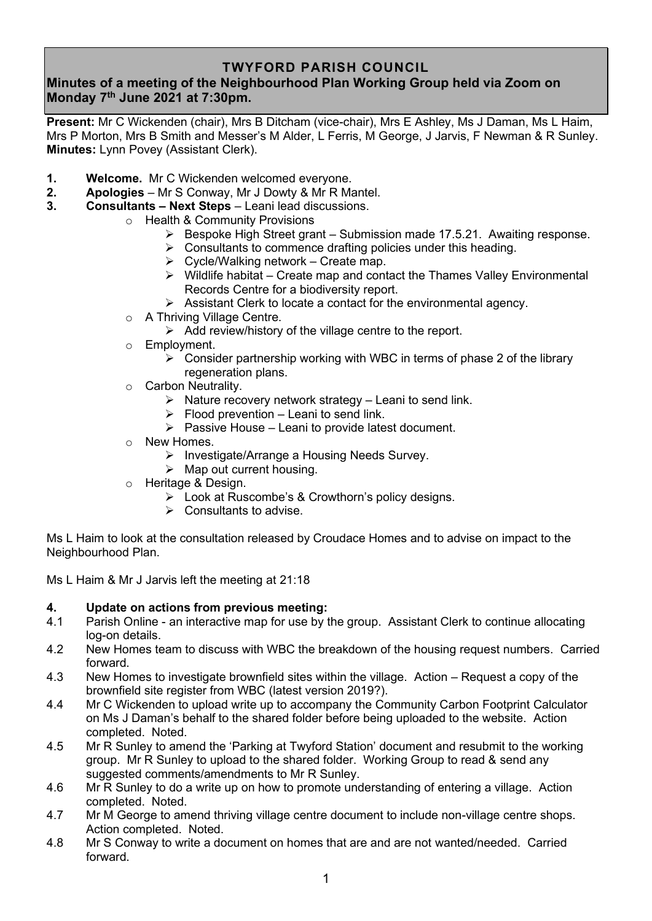# TWYFORD PARISH COUNCIL

**Minutes of a meeting of the Neighbourhood Plan Working Group held via Zoom on Monday 7th June 2021 at 7:30pm.**

**Present:** Mr C Wickenden (chair), Mrs B Ditcham (vice-chair), Mrs E Ashley, Ms J Daman, Ms L Haim, Mrs P Morton, Mrs B Smith and Messer's M Alder, L Ferris, M George, J Jarvis, F Newman & R Sunley.
**Minutes:** Lynn Povey (Assistant Clerk).

1. **Welcome.** Mr C Wickenden welcomed everyone.
2. **Apologies** – Mr S Conway, Mr J Dowty & Mr R Mantel.
3. **Consultants – Next Steps** – Leani lead discussions.
   - Health & Community Provisions
     - Bespoke High Street grant – Submission made 17.5.21. Awaiting response.
     - Consultants to commence drafting policies under this heading.
     - Cycle/Walking network – Create map.
     - Wildlife habitat – Create map and contact the Thames Valley Environmental Records Centre for a biodiversity report.
     - Assistant Clerk to locate a contact for the environmental agency.
   - A Thriving Village Centre.
     - Add review/history of the village centre to the report.
   - Employment.
     - Consider partnership working with WBC in terms of phase 2 of the library regeneration plans.
   - Carbon Neutrality.
     - Nature recovery network strategy – Leani to send link.
     - Flood prevention – Leani to send link.
     - Passive House – Leani to provide latest document.
   - New Homes.
     - Investigate/Arrange a Housing Needs Survey.
     - Map out current housing.
   - Heritage & Design.
     - Look at Ruscombe's & Crowthorn's policy designs.
     - Consultants to advise.

Ms L Haim to look at the consultation released by Croudace Homes and to advise on impact to the Neighbourhood Plan.

Ms L Haim & Mr J Jarvis left the meeting at 21:18

4. **Update on actions from previous meeting:**

4.1 Parish Online - an interactive map for use by the group. Assistant Clerk to continue allocating log-on details.

4.2 New Homes team to discuss with WBC the breakdown of the housing request numbers. Carried forward.

4.3 New Homes to investigate brownfield sites within the village. Action – Request a copy of the brownfield site register from WBC (latest version 2019?).

4.4 Mr C Wickenden to upload write up to accompany the Community Carbon Footprint Calculator on Ms J Daman's behalf to the shared folder before being uploaded to the website. Action completed. Noted.

4.5 Mr R Sunley to amend the 'Parking at Twyford Station' document and resubmit to the working group. Mr R Sunley to upload to the shared folder. Working Group to read & send any suggested comments/amendments to Mr R Sunley.

4.6 Mr R Sunley to do a write up on how to promote understanding of entering a village. Action completed. Noted.

4.7 Mr M George to amend thriving village centre document to include non-village centre shops. Action completed. Noted.

4.8 Mr S Conway to write a document on homes that are and are not wanted/needed. Carried forward.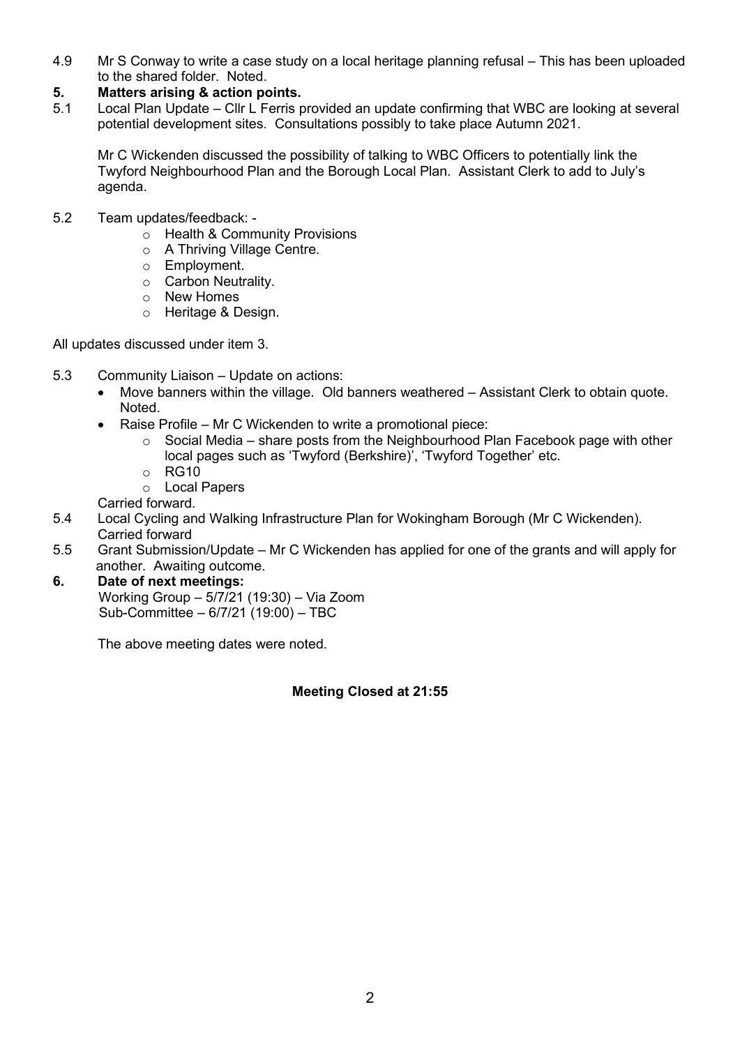4.9 Mr S Conway to write a case study on a local heritage planning refusal – This has been uploaded to the shared folder. Noted.

**5. Matters arising & action points.**

5.1 Local Plan Update – Cllr L Ferris provided an update confirming that WBC are looking at several potential development sites. Consultations possibly to take place Autumn 2021.

Mr C Wickenden discussed the possibility of talking to WBC Officers to potentially link the Twyford Neighbourhood Plan and the Borough Local Plan. Assistant Clerk to add to July's agenda.

5.2 Team updates/feedback: -

- Health & Community Provisions
- A Thriving Village Centre.
- Employment.
- Carbon Neutrality.
- New Homes
- Heritage & Design.

All updates discussed under item 3.

5.3 Community Liaison – Update on actions:

- Move banners within the village. Old banners weathered – Assistant Clerk to obtain quote. Noted.
- Raise Profile – Mr C Wickenden to write a promotional piece:
  - Social Media – share posts from the Neighbourhood Plan Facebook page with other local pages such as 'Twyford (Berkshire)', 'Twyford Together' etc.
  - RG10
  - Local Papers

Carried forward.

5.4 Local Cycling and Walking Infrastructure Plan for Wokingham Borough (Mr C Wickenden). Carried forward

5.5 Grant Submission/Update – Mr C Wickenden has applied for one of the grants and will apply for another. Awaiting outcome.

**6. Date of next meetings:**

Working Group – 5/7/21 (19:30) – Via Zoom
Sub-Committee – 6/7/21 (19:00) – TBC

The above meeting dates were noted.

**Meeting Closed at 21:55**